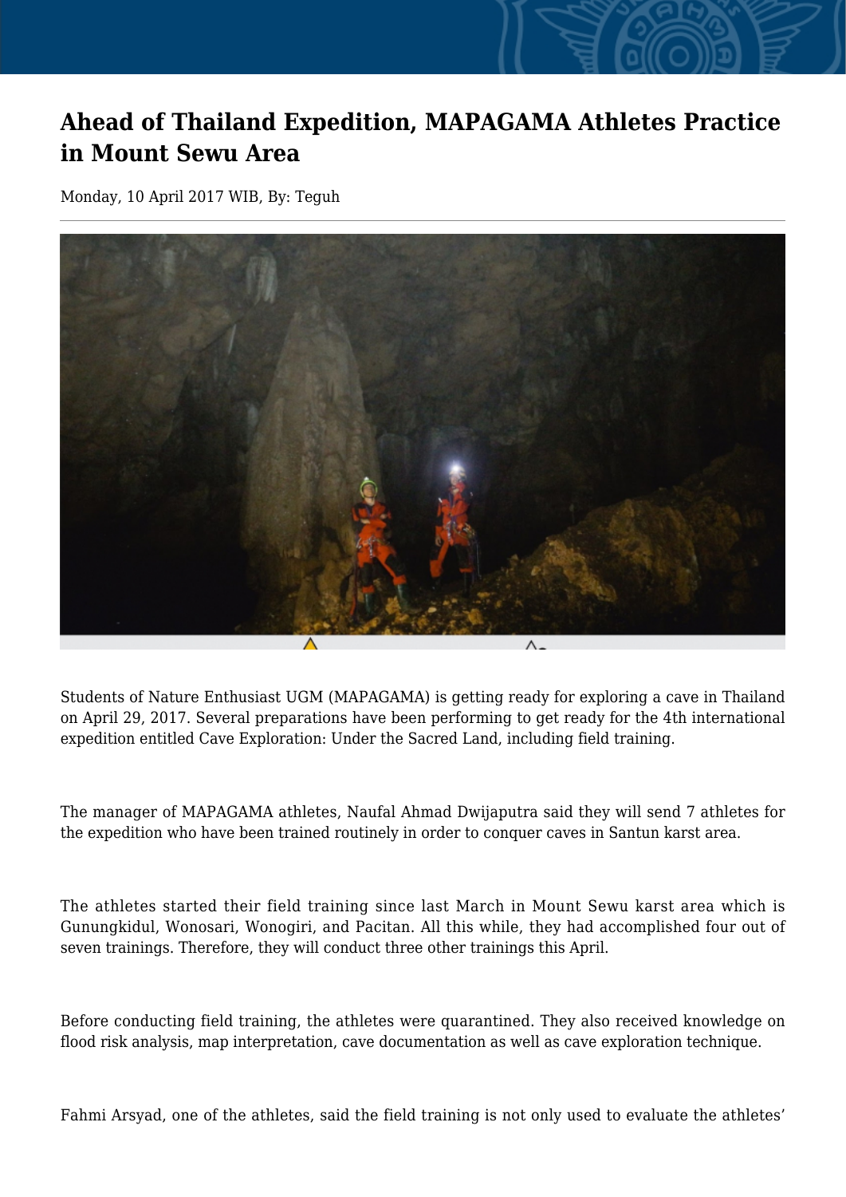# Ahead of Thailand Expedition, MAPAGAMA Athletes Practice in Mount Sewu Area

Monday, 10 April 2017 WIB, By: Teguh

Students of Nature Enthusiast UGM (MAPAGAMA) is getting ready for exploring a cave in Thailand on April 29, 2017. Several preparations have been performing to get ready for the 4th international expedition entitled Cave Exploration: Under the Sacred Land, including field training.

The manager of MAPAGAMA athletes, Naufal Ahmad Dwijaputra said they will send 7 athletes for the expedition who have been trained routinely in order to conquer caves in Santun karst area.

The athletes started their field training since last March in Mount Sewu karst area which is Gunungkidul, Wonosari, Wonogiri, and Pacitan. All this while, they had accomplished four out of seven trainings. Therefore, they will conduct three other trainings this April.

Before conducting field training, the athletes were quarantined. They also received knowledge on flood risk analysis, map interpretation, cave documentation as well as cave exploration technique.

Fahmi Arsyad, one of the athletes, said the field training is not only used to evaluate the athletes'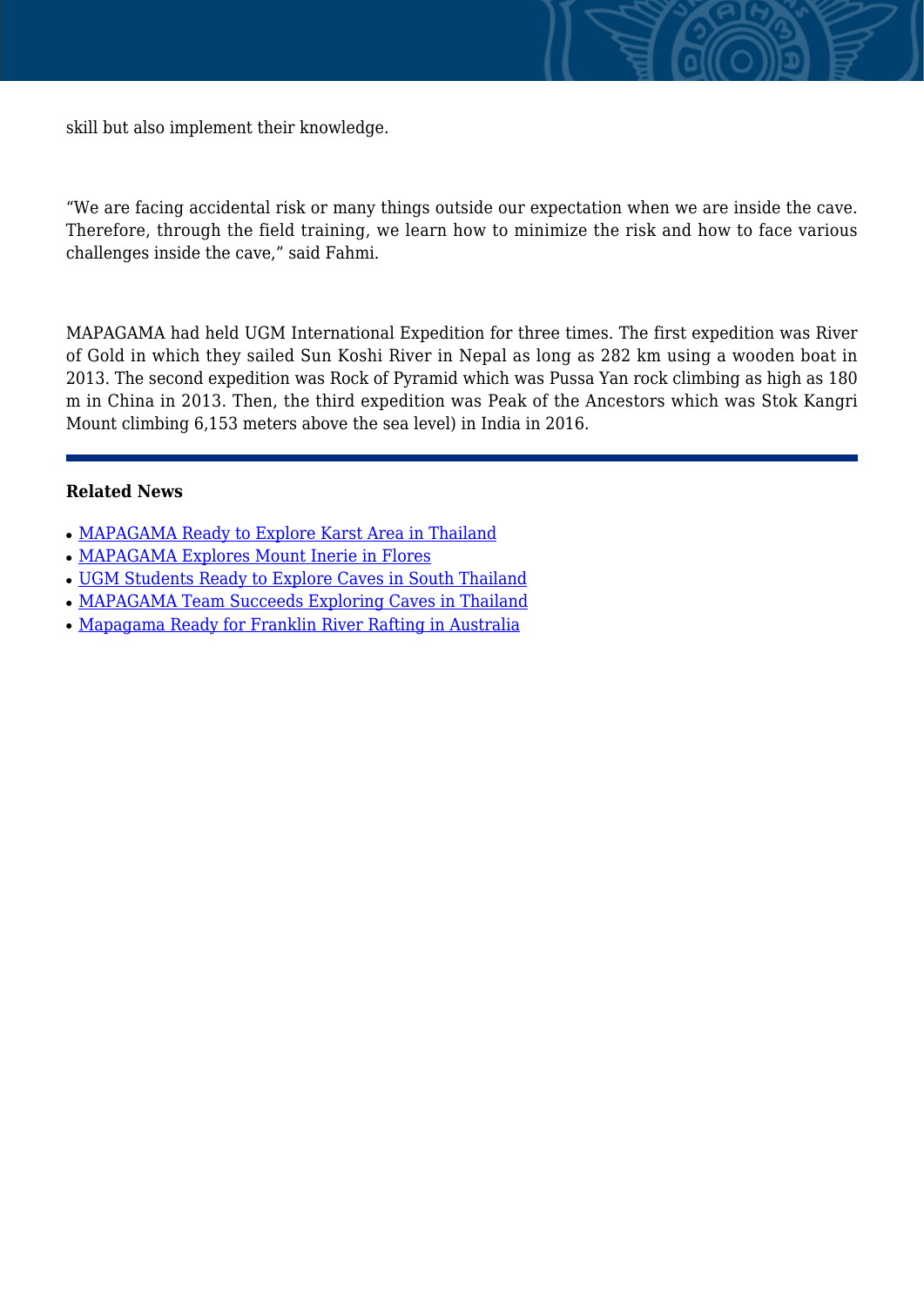skill but also implement their knowledge.

"We are facing accidental risk or many things outside our expectation when we are inside the cave. Therefore, through the field training, we learn how to minimize the risk and how to face various challenges inside the cave," said Fahmi.

MAPAGAMA had held UGM International Expedition for three times. The first expedition was River of Gold in which they sailed Sun Koshi River in Nepal as long as 282 km using a wooden boat in 2013. The second expedition was Rock of Pyramid which was Pussa Yan rock climbing as high as 180 m in China in 2013. Then, the third expedition was Peak of the Ancestors which was Stok Kangri Mount climbing 6,153 meters above the sea level) in India in 2016.

---

**Related News**

- MAPAGAMA Ready to Explore Karst Area in Thailand
- MAPAGAMA Explores Mount Inerie in Flores
- UGM Students Ready to Explore Caves in South Thailand
- MAPAGAMA Team Succeeds Exploring Caves in Thailand
- Mapagama Ready for Franklin River Rafting in Australia